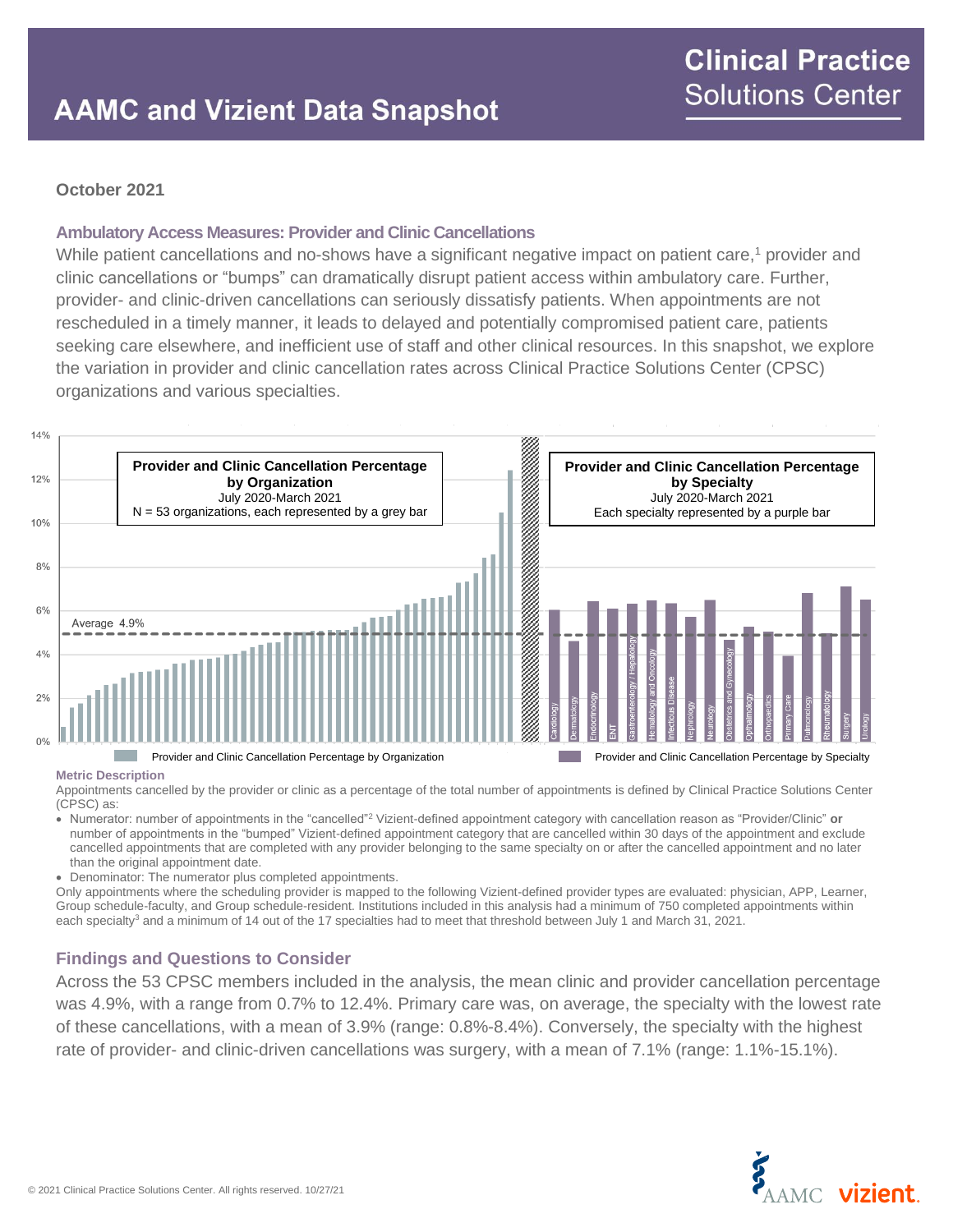# AAMC and Vizient Data Snapshot

**Clinical Practice Solutions Center**

**October 2021**

### Ambulatory Access Measures: Provider and Clinic Cancellations

While patient cancellations and no-shows have a significant negative impact on patient care,[1] provider and clinic cancellations or "bumps" can dramatically disrupt patient access within ambulatory care. Further, provider- and clinic-driven cancellations can seriously dissatisfy patients. When appointments are not rescheduled in a timely manner, it leads to delayed and potentially compromised patient care, patients seeking care elsewhere, and inefficient use of staff and other clinical resources. In this snapshot, we explore the variation in provider and clinic cancellation rates across Clinical Practice Solutions Center (CPSC) organizations and various specialties.

**Provider and Clinic Cancellation Percentage by Organization**
July 2020-March 2021
N = 53 organizations, each represented by a grey bar

**Provider and Clinic Cancellation Percentage by Specialty**
July 2020-March 2021
Each specialty represented by a purple bar

Average 4.9%

Specialties: Cardiology, Dermatology, Endocrinology, ENT, Gastroenterology / Hepatology, Hematology and Oncology, Infectious Disease, Nephrology, Neurology, Obstetrics and Gynecology, Opthalmology, Orthopaedics, Primary Care, Pulmonology, Rheumatology, Surgery, Urology

Legend: Provider and Clinic Cancellation Percentage by Organization; Provider and Clinic Cancellation Percentage by Specialty

#### Metric Description

Appointments cancelled by the provider or clinic as a percentage of the total number of appointments is defined by Clinical Practice Solutions Center (CPSC) as:

- Numerator: number of appointments in the "cancelled"[2] Vizient-defined appointment category with cancellation reason as "Provider/Clinic" **or** number of appointments in the "bumped" Vizient-defined appointment category that are cancelled within 30 days of the appointment and exclude cancelled appointments that are completed with any provider belonging to the same specialty on or after the cancelled appointment and no later than the original appointment date.
- Denominator: The numerator plus completed appointments.

Only appointments where the scheduling provider is mapped to the following Vizient-defined provider types are evaluated: physician, APP, Learner, Group schedule-faculty, and Group schedule-resident. Institutions included in this analysis had a minimum of 750 completed appointments within each specialty[3] and a minimum of 14 out of the 17 specialties had to meet that threshold between July 1 and March 31, 2021.

### Findings and Questions to Consider

Across the 53 CPSC members included in the analysis, the mean clinic and provider cancellation percentage was 4.9%, with a range from 0.7% to 12.4%. Primary care was, on average, the specialty with the lowest rate of these cancellations, with a mean of 3.9% (range: 0.8%-8.4%). Conversely, the specialty with the highest rate of provider- and clinic-driven cancellations was surgery, with a mean of 7.1% (range: 1.1%-15.1%).

© 2021 Clinical Practice Solutions Center. All rights reserved. 10/27/21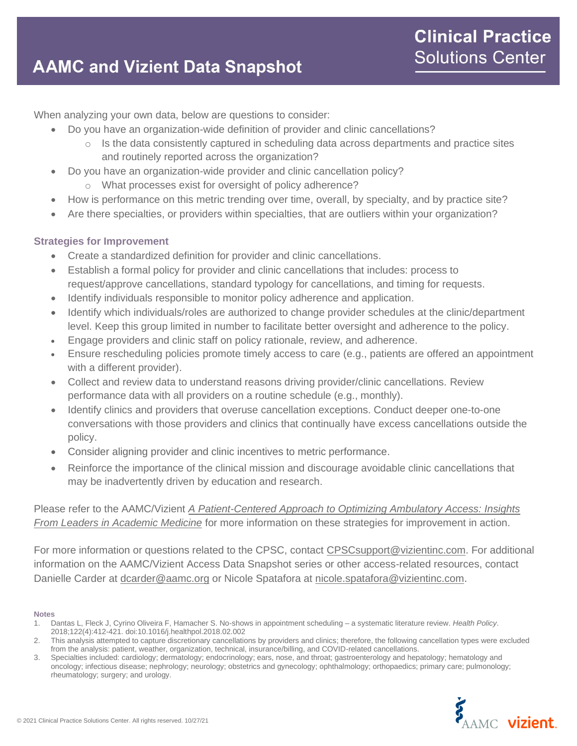When analyzing your own data, below are questions to consider:

- Do you have an organization-wide definition of provider and clinic cancellations?
  - Is the data consistently captured in scheduling data across departments and practice sites and routinely reported across the organization?
- Do you have an organization-wide provider and clinic cancellation policy?
  - What processes exist for oversight of policy adherence?
- How is performance on this metric trending over time, overall, by specialty, and by practice site?
- Are there specialties, or providers within specialties, that are outliers within your organization?

### Strategies for Improvement

- Create a standardized definition for provider and clinic cancellations.
- Establish a formal policy for provider and clinic cancellations that includes: process to request/approve cancellations, standard typology for cancellations, and timing for requests.
- Identify individuals responsible to monitor policy adherence and application.
- Identify which individuals/roles are authorized to change provider schedules at the clinic/department level. Keep this group limited in number to facilitate better oversight and adherence to the policy.
- Engage providers and clinic staff on policy rationale, review, and adherence.
- Ensure rescheduling policies promote timely access to care (e.g., patients are offered an appointment with a different provider).
- Collect and review data to understand reasons driving provider/clinic cancellations. Review performance data with all providers on a routine schedule (e.g., monthly).
- Identify clinics and providers that overuse cancellation exceptions. Conduct deeper one-to-one conversations with those providers and clinics that continually have excess cancellations outside the policy.
- Consider aligning provider and clinic incentives to metric performance.
- Reinforce the importance of the clinical mission and discourage avoidable clinic cancellations that may be inadvertently driven by education and research.

Please refer to the AAMC/Vizient *A Patient-Centered Approach to Optimizing Ambulatory Access: Insights From Leaders in Academic Medicine* for more information on these strategies for improvement in action.

For more information or questions related to the CPSC, contact CPSCsupport@vizientinc.com. For additional information on the AAMC/Vizient Access Data Snapshot series or other access-related resources, contact Danielle Carder at dcarder@aamc.org or Nicole Spatafora at nicole.spatafora@vizientinc.com.

**Notes**

1. Dantas L, Fleck J, Cyrino Oliveira F, Hamacher S. No-shows in appointment scheduling – a systematic literature review. *Health Policy*. 2018;122(4):412-421. doi:10.1016/j.healthpol.2018.02.002
2. This analysis attempted to capture discretionary cancellations by providers and clinics; therefore, the following cancellation types were excluded from the analysis: patient, weather, organization, technical, insurance/billing, and COVID-related cancellations.
3. Specialties included: cardiology; dermatology; endocrinology; ears, nose, and throat; gastroenterology and hepatology; hematology and oncology; infectious disease; nephrology; neurology; obstetrics and gynecology; ophthalmology; orthopaedics; primary care; pulmonology; rheumatology; surgery; and urology.

© 2021 Clinical Practice Solutions Center. All rights reserved. 10/27/21